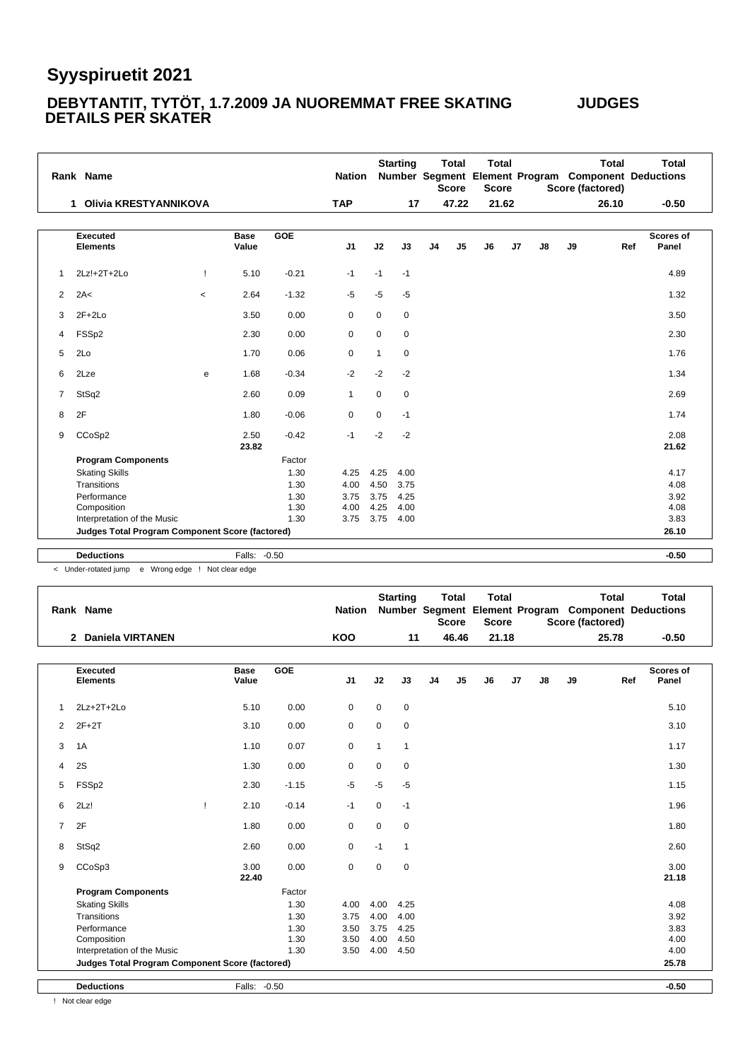# Syyspiruetit 2021

## DEBYTANTIT, TYTÖT, 1.7.2009 JA NUOREMMAT FREE SKATING JUDGES DETAILS PER SKATER

| Rank | Name | Nation | Starting Number | Total Segment Score | Total Element Score | Total Program Component Score (factored) | Total Deductions |
|---|---|---|---|---|---|---|---|
| 1 | Olivia KRESTYANNIKOVA | TAP | 17 | 47.22 | 21.62 | 26.10 | -0.50 |

| # | Executed Elements | | Base Value | GOE | J1 | J2 | J3 | J4 | J5 | J6 | J7 | J8 | J9 | Ref | Scores of Panel |
|---|---|---|---|---|---|---|---|---|---|---|---|---|---|---|---|
| 1 | 2Lz!+2T+2Lo | ! | 5.10 | -0.21 | -1 | -1 | -1 | | | | | | | | 4.89 |
| 2 | 2A< | < | 2.64 | -1.32 | -5 | -5 | -5 | | | | | | | | 1.32 |
| 3 | 2F+2Lo | | 3.50 | 0.00 | 0 | 0 | 0 | | | | | | | | 3.50 |
| 4 | FSSp2 | | 2.30 | 0.00 | 0 | 0 | 0 | | | | | | | | 2.30 |
| 5 | 2Lo | | 1.70 | 0.06 | 0 | 1 | 0 | | | | | | | | 1.76 |
| 6 | 2Lze | e | 1.68 | -0.34 | -2 | -2 | -2 | | | | | | | | 1.34 |
| 7 | StSq2 | | 2.60 | 0.09 | 1 | 0 | 0 | | | | | | | | 2.69 |
| 8 | 2F | | 1.80 | -0.06 | 0 | 0 | -1 | | | | | | | | 1.74 |
| 9 | CCoSp2 | | 2.50 | -0.42 | -1 | -2 | -2 | | | | | | | | 2.08 |
| | | | 23.82 | | | | | | | | | | | | 21.62 |
| | **Program Components** | | | Factor | | | | | | | | | | | |
| | Skating Skills | | | 1.30 | 4.25 | 4.25 | 4.00 | | | | | | | | 4.17 |
| | Transitions | | | 1.30 | 4.00 | 4.50 | 3.75 | | | | | | | | 4.08 |
| | Performance | | | 1.30 | 3.75 | 3.75 | 4.25 | | | | | | | | 3.92 |
| | Composition | | | 1.30 | 4.00 | 4.25 | 4.00 | | | | | | | | 4.08 |
| | Interpretation of the Music | | | 1.30 | 3.75 | 3.75 | 4.00 | | | | | | | | 3.83 |
| | **Judges Total Program Component Score (factored)** | | | | | | | | | | | | | | **26.10** |
| | **Deductions** | | Falls: -0.50 | | | | | | | | | | | | **-0.50** |

< Under-rotated jump e Wrong edge ! Not clear edge

| Rank | Name | Nation | Starting Number | Total Segment Score | Total Element Score | Total Program Component Score (factored) | Total Deductions |
|---|---|---|---|---|---|---|---|
| 2 | Daniela VIRTANEN | KOO | 11 | 46.46 | 21.18 | 25.78 | -0.50 |

| # | Executed Elements | | Base Value | GOE | J1 | J2 | J3 | J4 | J5 | J6 | J7 | J8 | J9 | Ref | Scores of Panel |
|---|---|---|---|---|---|---|---|---|---|---|---|---|---|---|---|
| 1 | 2Lz+2T+2Lo | | 5.10 | 0.00 | 0 | 0 | 0 | | | | | | | | 5.10 |
| 2 | 2F+2T | | 3.10 | 0.00 | 0 | 0 | 0 | | | | | | | | 3.10 |
| 3 | 1A | | 1.10 | 0.07 | 0 | 1 | 1 | | | | | | | | 1.17 |
| 4 | 2S | | 1.30 | 0.00 | 0 | 0 | 0 | | | | | | | | 1.30 |
| 5 | FSSp2 | | 2.30 | -1.15 | -5 | -5 | -5 | | | | | | | | 1.15 |
| 6 | 2Lz! | ! | 2.10 | -0.14 | -1 | 0 | -1 | | | | | | | | 1.96 |
| 7 | 2F | | 1.80 | 0.00 | 0 | 0 | 0 | | | | | | | | 1.80 |
| 8 | StSq2 | | 2.60 | 0.00 | 0 | -1 | 1 | | | | | | | | 2.60 |
| 9 | CCoSp3 | | 3.00 | 0.00 | 0 | 0 | 0 | | | | | | | | 3.00 |
| | | | 22.40 | | | | | | | | | | | | 21.18 |
| | **Program Components** | | | Factor | | | | | | | | | | | |
| | Skating Skills | | | 1.30 | 4.00 | 4.00 | 4.25 | | | | | | | | 4.08 |
| | Transitions | | | 1.30 | 3.75 | 4.00 | 4.00 | | | | | | | | 3.92 |
| | Performance | | | 1.30 | 3.50 | 3.75 | 4.25 | | | | | | | | 3.83 |
| | Composition | | | 1.30 | 3.50 | 4.00 | 4.50 | | | | | | | | 4.00 |
| | Interpretation of the Music | | | 1.30 | 3.50 | 4.00 | 4.50 | | | | | | | | 4.00 |
| | **Judges Total Program Component Score (factored)** | | | | | | | | | | | | | | **25.78** |
| | **Deductions** | | Falls: -0.50 | | | | | | | | | | | | **-0.50** |

! Not clear edge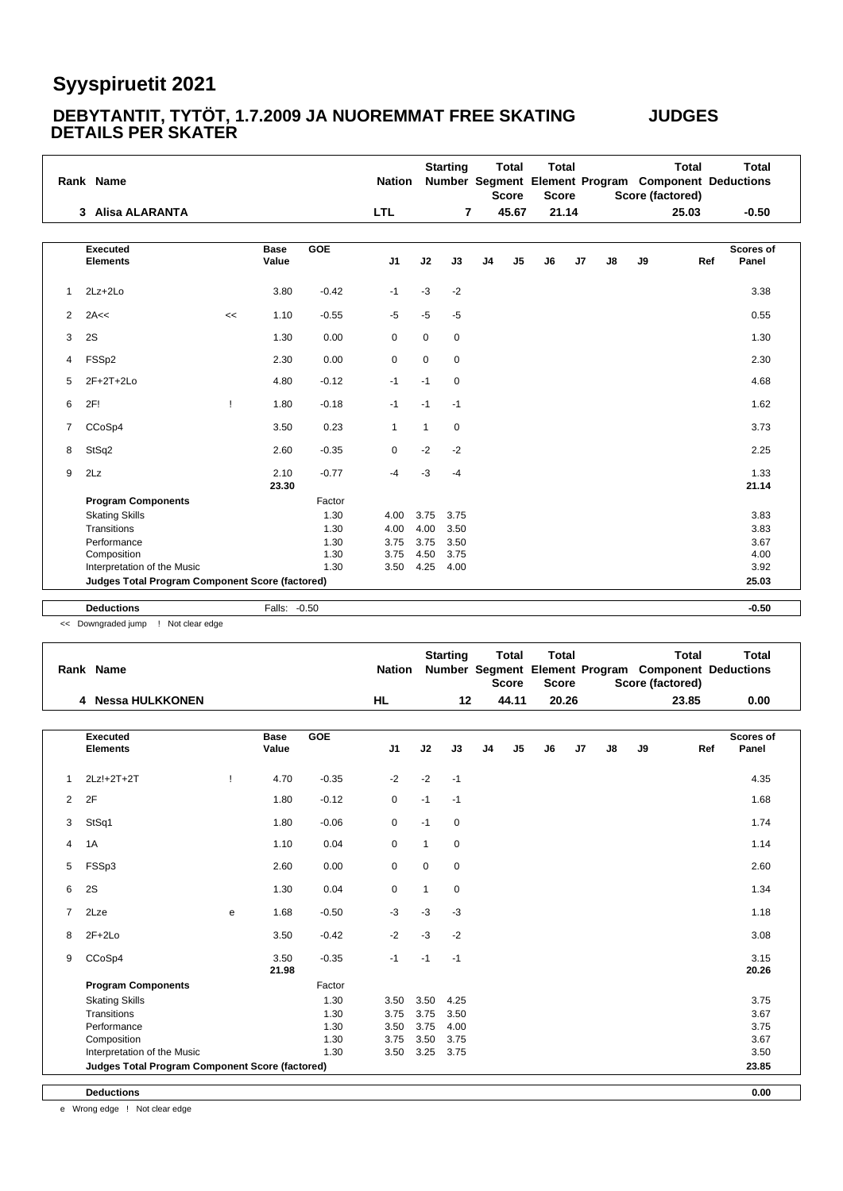# Syyspiruetit 2021

## DEBYTANTIT, TYTÖT, 1.7.2009 JA NUOREMMAT FREE SKATING JUDGES DETAILS PER SKATER

| Rank | Name | Nation | Starting Number | Total Segment Score | Total Element Score | Total Program Component Score (factored) | Total Deductions |
|---|---|---|---|---|---|---|---|
| 3 | Alisa ALARANTA | LTL | 7 | 45.67 | 21.14 | 25.03 | -0.50 |

| # | Executed Elements | | Base Value | GOE | J1 | J2 | J3 | J4 | J5 | J6 | J7 | J8 | J9 | Ref | Scores of Panel |
|---|---|---|---|---|---|---|---|---|---|---|---|---|---|---|---|
| 1 | 2Lz+2Lo | | 3.80 | -0.42 | -1 | -3 | -2 | | | | | | | | 3.38 |
| 2 | 2A<< | << | 1.10 | -0.55 | -5 | -5 | -5 | | | | | | | | 0.55 |
| 3 | 2S | | 1.30 | 0.00 | 0 | 0 | 0 | | | | | | | | 1.30 |
| 4 | FSSp2 | | 2.30 | 0.00 | 0 | 0 | 0 | | | | | | | | 2.30 |
| 5 | 2F+2T+2Lo | | 4.80 | -0.12 | -1 | -1 | 0 | | | | | | | | 4.68 |
| 6 | 2F! | ! | 1.80 | -0.18 | -1 | -1 | -1 | | | | | | | | 1.62 |
| 7 | CCoSp4 | | 3.50 | 0.23 | 1 | 1 | 0 | | | | | | | | 3.73 |
| 8 | StSq2 | | 2.60 | -0.35 | 0 | -2 | -2 | | | | | | | | 2.25 |
| 9 | 2Lz | | 2.10 | -0.77 | -4 | -3 | -4 | | | | | | | | 1.33 |
| | | | 23.30 | | | | | | | | | | | | 21.14 |
| | **Program Components** | | | Factor | | | | | | | | | | | |
| | Skating Skills | | | 1.30 | 4.00 | 3.75 | 3.75 | | | | | | | | 3.83 |
| | Transitions | | | 1.30 | 4.00 | 4.00 | 3.50 | | | | | | | | 3.83 |
| | Performance | | | 1.30 | 3.75 | 3.75 | 3.50 | | | | | | | | 3.67 |
| | Composition | | | 1.30 | 3.75 | 4.50 | 3.75 | | | | | | | | 4.00 |
| | Interpretation of the Music | | | 1.30 | 3.50 | 4.25 | 4.00 | | | | | | | | 3.92 |
| | **Judges Total Program Component Score (factored)** | | | | | | | | | | | | | | 25.03 |
| | **Deductions** | | Falls: -0.50 | | | | | | | | | | | | -0.50 |

<< Downgraded jump ! Not clear edge

| Rank | Name | Nation | Starting Number | Total Segment Score | Total Element Score | Total Program Component Score (factored) | Total Deductions |
|---|---|---|---|---|---|---|---|
| 4 | Nessa HULKKONEN | HL | 12 | 44.11 | 20.26 | 23.85 | 0.00 |

| # | Executed Elements | | Base Value | GOE | J1 | J2 | J3 | J4 | J5 | J6 | J7 | J8 | J9 | Ref | Scores of Panel |
|---|---|---|---|---|---|---|---|---|---|---|---|---|---|---|---|
| 1 | 2Lz!+2T+2T | ! | 4.70 | -0.35 | -2 | -2 | -1 | | | | | | | | 4.35 |
| 2 | 2F | | 1.80 | -0.12 | 0 | -1 | -1 | | | | | | | | 1.68 |
| 3 | StSq1 | | 1.80 | -0.06 | 0 | -1 | 0 | | | | | | | | 1.74 |
| 4 | 1A | | 1.10 | 0.04 | 0 | 1 | 0 | | | | | | | | 1.14 |
| 5 | FSSp3 | | 2.60 | 0.00 | 0 | 0 | 0 | | | | | | | | 2.60 |
| 6 | 2S | | 1.30 | 0.04 | 0 | 1 | 0 | | | | | | | | 1.34 |
| 7 | 2Lze | e | 1.68 | -0.50 | -3 | -3 | -3 | | | | | | | | 1.18 |
| 8 | 2F+2Lo | | 3.50 | -0.42 | -2 | -3 | -2 | | | | | | | | 3.08 |
| 9 | CCoSp4 | | 3.50 | -0.35 | -1 | -1 | -1 | | | | | | | | 3.15 |
| | | | 21.98 | | | | | | | | | | | | 20.26 |
| | **Program Components** | | | Factor | | | | | | | | | | | |
| | Skating Skills | | | 1.30 | 3.50 | 3.50 | 4.25 | | | | | | | | 3.75 |
| | Transitions | | | 1.30 | 3.75 | 3.75 | 3.50 | | | | | | | | 3.67 |
| | Performance | | | 1.30 | 3.50 | 3.75 | 4.00 | | | | | | | | 3.75 |
| | Composition | | | 1.30 | 3.75 | 3.50 | 3.75 | | | | | | | | 3.67 |
| | Interpretation of the Music | | | 1.30 | 3.50 | 3.25 | 3.75 | | | | | | | | 3.50 |
| | **Judges Total Program Component Score (factored)** | | | | | | | | | | | | | | 23.85 |
| | **Deductions** | | | | | | | | | | | | | | 0.00 |

e Wrong edge ! Not clear edge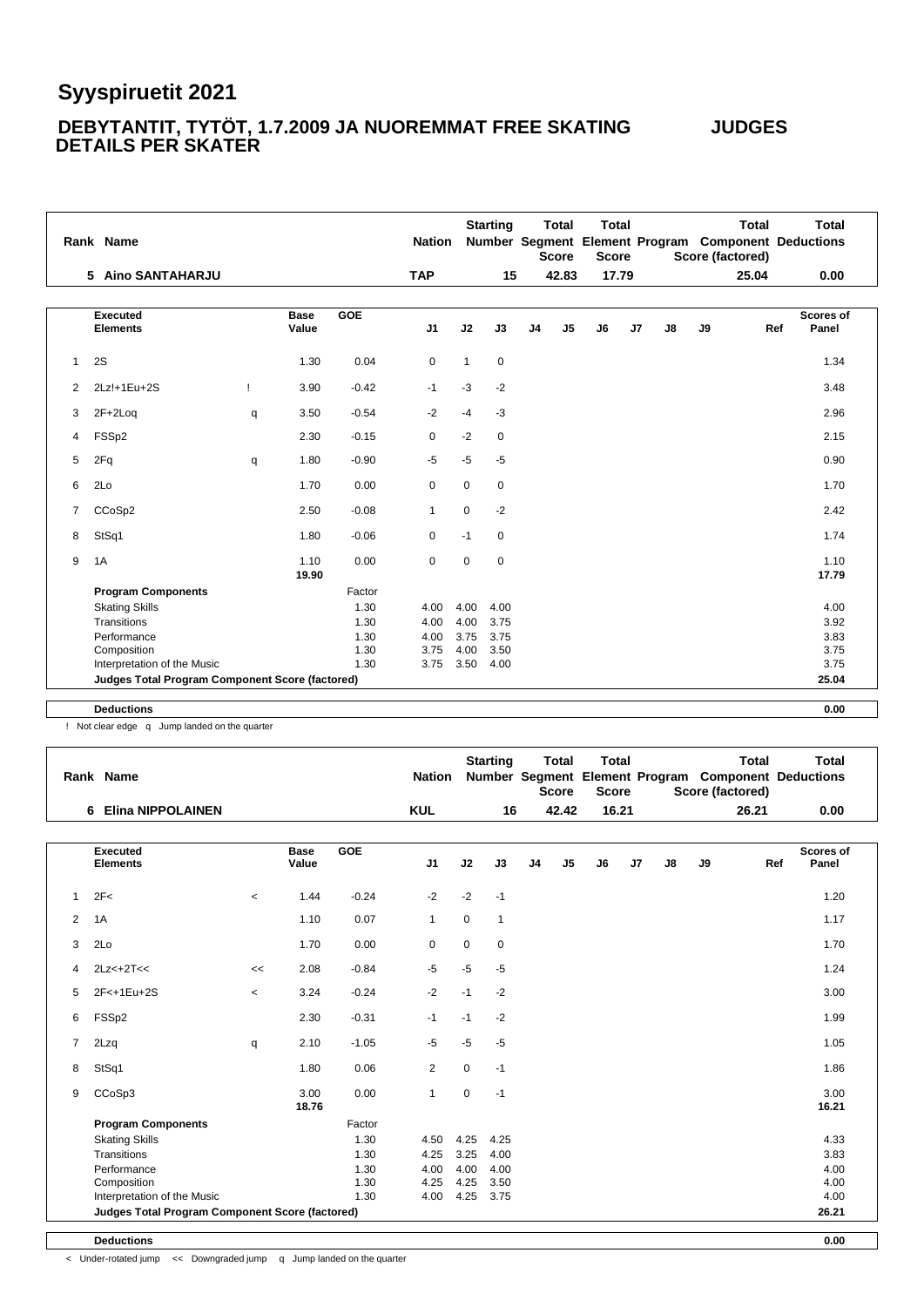# Syyspiruetit 2021

## DEBYTANTIT, TYTÖT, 1.7.2009 JA NUOREMMAT FREE SKATING JUDGES DETAILS PER SKATER

| Rank | Name | Nation | Starting Number | Total Segment Score | Total Element Score | Total Program Component Score (factored) | Total Deductions |
|---|---|---|---|---|---|---|---|
| 5 | Aino SANTAHARJU | TAP | 15 | 42.83 | 17.79 | 25.04 | 0.00 |

| # | Executed Elements | | Base Value | GOE | J1 | J2 | J3 | J4 | J5 | J6 | J7 | J8 | J9 | Ref | Scores of Panel |
|---|---|---|---|---|---|---|---|---|---|---|---|---|---|---|---|
| 1 | 2S | | 1.30 | 0.04 | 0 | 1 | 0 | | | | | | | | 1.34 |
| 2 | 2Lz!+1Eu+2S | ! | 3.90 | -0.42 | -1 | -3 | -2 | | | | | | | | 3.48 |
| 3 | 2F+2Loq | q | 3.50 | -0.54 | -2 | -4 | -3 | | | | | | | | 2.96 |
| 4 | FSSp2 | | 2.30 | -0.15 | 0 | -2 | 0 | | | | | | | | 2.15 |
| 5 | 2Fq | q | 1.80 | -0.90 | -5 | -5 | -5 | | | | | | | | 0.90 |
| 6 | 2Lo | | 1.70 | 0.00 | 0 | 0 | 0 | | | | | | | | 1.70 |
| 7 | CCoSp2 | | 2.50 | -0.08 | 1 | 0 | -2 | | | | | | | | 2.42 |
| 8 | StSq1 | | 1.80 | -0.06 | 0 | -1 | 0 | | | | | | | | 1.74 |
| 9 | 1A | | 1.10 | 0.00 | 0 | 0 | 0 | | | | | | | | 1.10 |
| | | | 19.90 | | | | | | | | | | | | 17.79 |
| | **Program Components** | | | Factor | | | | | | | | | | | |
| | Skating Skills | | | 1.30 | 4.00 | 4.00 | 4.00 | | | | | | | | 4.00 |
| | Transitions | | | 1.30 | 4.00 | 4.00 | 3.75 | | | | | | | | 3.92 |
| | Performance | | | 1.30 | 4.00 | 3.75 | 3.75 | | | | | | | | 3.83 |
| | Composition | | | 1.30 | 3.75 | 4.00 | 3.50 | | | | | | | | 3.75 |
| | Interpretation of the Music | | | 1.30 | 3.75 | 3.50 | 4.00 | | | | | | | | 3.75 |
| | **Judges Total Program Component Score (factored)** | | | | | | | | | | | | | | 25.04 |
| | **Deductions** | | | | | | | | | | | | | | 0.00 |

! Not clear edge q Jump landed on the quarter

| Rank | Name | Nation | Starting Number | Total Segment Score | Total Element Score | Total Program Component Score (factored) | Total Deductions |
|---|---|---|---|---|---|---|---|
| 6 | Elina NIPPOLAINEN | KUL | 16 | 42.42 | 16.21 | 26.21 | 0.00 |

| # | Executed Elements | | Base Value | GOE | J1 | J2 | J3 | J4 | J5 | J6 | J7 | J8 | J9 | Ref | Scores of Panel |
|---|---|---|---|---|---|---|---|---|---|---|---|---|---|---|---|
| 1 | 2F< | < | 1.44 | -0.24 | -2 | -2 | -1 | | | | | | | | 1.20 |
| 2 | 1A | | 1.10 | 0.07 | 1 | 0 | 1 | | | | | | | | 1.17 |
| 3 | 2Lo | | 1.70 | 0.00 | 0 | 0 | 0 | | | | | | | | 1.70 |
| 4 | 2Lz<+2T<< | << | 2.08 | -0.84 | -5 | -5 | -5 | | | | | | | | 1.24 |
| 5 | 2F<+1Eu+2S | < | 3.24 | -0.24 | -2 | -1 | -2 | | | | | | | | 3.00 |
| 6 | FSSp2 | | 2.30 | -0.31 | -1 | -1 | -2 | | | | | | | | 1.99 |
| 7 | 2Lzq | q | 2.10 | -1.05 | -5 | -5 | -5 | | | | | | | | 1.05 |
| 8 | StSq1 | | 1.80 | 0.06 | 2 | 0 | -1 | | | | | | | | 1.86 |
| 9 | CCoSp3 | | 3.00 | 0.00 | 1 | 0 | -1 | | | | | | | | 3.00 |
| | | | 18.76 | | | | | | | | | | | | 16.21 |
| | **Program Components** | | | Factor | | | | | | | | | | | |
| | Skating Skills | | | 1.30 | 4.50 | 4.25 | 4.25 | | | | | | | | 4.33 |
| | Transitions | | | 1.30 | 4.25 | 3.25 | 4.00 | | | | | | | | 3.83 |
| | Performance | | | 1.30 | 4.00 | 4.00 | 4.00 | | | | | | | | 4.00 |
| | Composition | | | 1.30 | 4.25 | 4.25 | 3.50 | | | | | | | | 4.00 |
| | Interpretation of the Music | | | 1.30 | 4.00 | 4.25 | 3.75 | | | | | | | | 4.00 |
| | **Judges Total Program Component Score (factored)** | | | | | | | | | | | | | | 26.21 |
| | **Deductions** | | | | | | | | | | | | | | 0.00 |

< Under-rotated jump << Downgraded jump q Jump landed on the quarter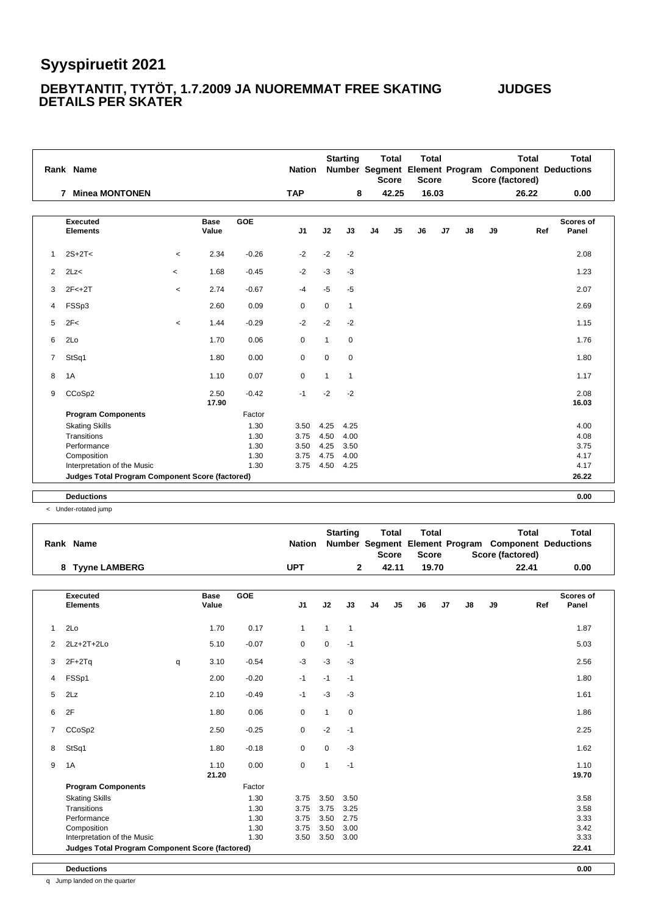# Syyspiruetit 2021

## DEBYTANTIT, TYTÖT, 1.7.2009 JA NUOREMMAT FREE SKATING JUDGES DETAILS PER SKATER

| Rank | Name | Nation | Starting Number | Total Segment Score | Total Element Score | Total Program Component Score (factored) | Total Deductions |
|---|---|---|---|---|---|---|---|
| 7 | Minea MONTONEN | TAP | 8 | 42.25 | 16.03 | 26.22 | 0.00 |

| # | Executed Elements | | Base Value | GOE | J1 | J2 | J3 | J4 | J5 | J6 | J7 | J8 | J9 | Ref | Scores of Panel |
|---|---|---|---|---|---|---|---|---|---|---|---|---|---|---|---|
| 1 | 2S+2T< | < | 2.34 | -0.26 | -2 | -2 | -2 | | | | | | | | 2.08 |
| 2 | 2Lz< | < | 1.68 | -0.45 | -2 | -3 | -3 | | | | | | | | 1.23 |
| 3 | 2F<+2T | < | 2.74 | -0.67 | -4 | -5 | -5 | | | | | | | | 2.07 |
| 4 | FSSp3 | | 2.60 | 0.09 | 0 | 0 | 1 | | | | | | | | 2.69 |
| 5 | 2F< | < | 1.44 | -0.29 | -2 | -2 | -2 | | | | | | | | 1.15 |
| 6 | 2Lo | | 1.70 | 0.06 | 0 | 1 | 0 | | | | | | | | 1.76 |
| 7 | StSq1 | | 1.80 | 0.00 | 0 | 0 | 0 | | | | | | | | 1.80 |
| 8 | 1A | | 1.10 | 0.07 | 0 | 1 | 1 | | | | | | | | 1.17 |
| 9 | CCoSp2 | | 2.50 | -0.42 | -1 | -2 | -2 | | | | | | | | 2.08 |
| | | | 17.90 | | | | | | | | | | | | 16.03 |
| | **Program Components** | | | Factor | | | | | | | | | | | |
| | Skating Skills | | | 1.30 | 3.50 | 4.25 | 4.25 | | | | | | | | 4.00 |
| | Transitions | | | 1.30 | 3.75 | 4.50 | 4.00 | | | | | | | | 4.08 |
| | Performance | | | 1.30 | 3.50 | 4.25 | 3.50 | | | | | | | | 3.75 |
| | Composition | | | 1.30 | 3.75 | 4.75 | 4.00 | | | | | | | | 4.17 |
| | Interpretation of the Music | | | 1.30 | 3.75 | 4.50 | 4.25 | | | | | | | | 4.17 |
| | **Judges Total Program Component Score (factored)** | | | | | | | | | | | | | | 26.22 |
| | **Deductions** | | | | | | | | | | | | | | 0.00 |

< Under-rotated jump

| Rank | Name | Nation | Starting Number | Total Segment Score | Total Element Score | Total Program Component Score (factored) | Total Deductions |
|---|---|---|---|---|---|---|---|
| 8 | Tyyne LAMBERG | UPT | 2 | 42.11 | 19.70 | 22.41 | 0.00 |

| # | Executed Elements | | Base Value | GOE | J1 | J2 | J3 | J4 | J5 | J6 | J7 | J8 | J9 | Ref | Scores of Panel |
|---|---|---|---|---|---|---|---|---|---|---|---|---|---|---|---|
| 1 | 2Lo | | 1.70 | 0.17 | 1 | 1 | 1 | | | | | | | | 1.87 |
| 2 | 2Lz+2T+2Lo | | 5.10 | -0.07 | 0 | 0 | -1 | | | | | | | | 5.03 |
| 3 | 2F+2Tq | q | 3.10 | -0.54 | -3 | -3 | -3 | | | | | | | | 2.56 |
| 4 | FSSp1 | | 2.00 | -0.20 | -1 | -1 | -1 | | | | | | | | 1.80 |
| 5 | 2Lz | | 2.10 | -0.49 | -1 | -3 | -3 | | | | | | | | 1.61 |
| 6 | 2F | | 1.80 | 0.06 | 0 | 1 | 0 | | | | | | | | 1.86 |
| 7 | CCoSp2 | | 2.50 | -0.25 | 0 | -2 | -1 | | | | | | | | 2.25 |
| 8 | StSq1 | | 1.80 | -0.18 | 0 | 0 | -3 | | | | | | | | 1.62 |
| 9 | 1A | | 1.10 | 0.00 | 0 | 1 | -1 | | | | | | | | 1.10 |
| | | | 21.20 | | | | | | | | | | | | 19.70 |
| | **Program Components** | | | Factor | | | | | | | | | | | |
| | Skating Skills | | | 1.30 | 3.75 | 3.50 | 3.50 | | | | | | | | 3.58 |
| | Transitions | | | 1.30 | 3.75 | 3.75 | 3.25 | | | | | | | | 3.58 |
| | Performance | | | 1.30 | 3.75 | 3.50 | 2.75 | | | | | | | | 3.33 |
| | Composition | | | 1.30 | 3.75 | 3.50 | 3.00 | | | | | | | | 3.42 |
| | Interpretation of the Music | | | 1.30 | 3.50 | 3.50 | 3.00 | | | | | | | | 3.33 |
| | **Judges Total Program Component Score (factored)** | | | | | | | | | | | | | | 22.41 |
| | **Deductions** | | | | | | | | | | | | | | 0.00 |

q Jump landed on the quarter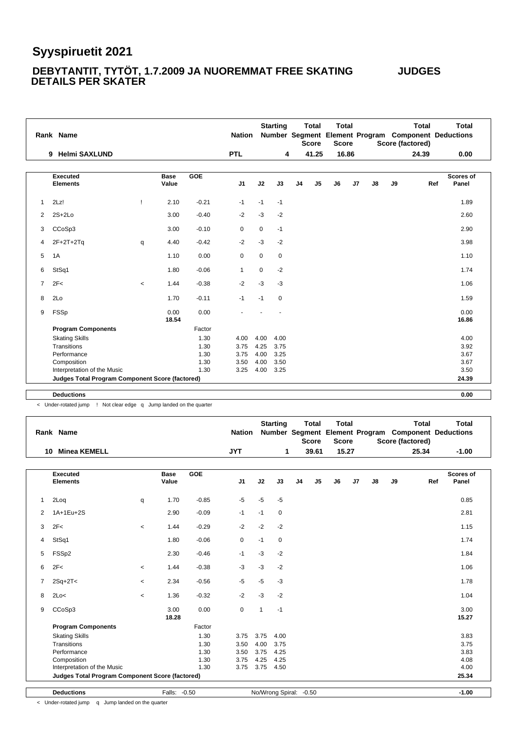# Syyspiruetit 2021

## DEBYTANTIT, TYTÖT, 1.7.2009 JA NUOREMMAT FREE SKATING JUDGES DETAILS PER SKATER

| Rank | Name | Nation | Starting Number | Total Segment Score | Total Element Score | Total Program Component Score (factored) | Total Deductions |
|---|---|---|---|---|---|---|---|
| 9 | Helmi SAXLUND | PTL | 4 | 41.25 | 16.86 | 24.39 | 0.00 |

| # | Executed Elements | | Base Value | GOE | J1 | J2 | J3 | J4 | J5 | J6 | J7 | J8 | J9 | Ref | Scores of Panel |
|---|---|---|---|---|---|---|---|---|---|---|---|---|---|---|---|
| 1 | 2Lz! | ! | 2.10 | -0.21 | -1 | -1 | -1 | | | | | | | | 1.89 |
| 2 | 2S+2Lo | | 3.00 | -0.40 | -2 | -3 | -2 | | | | | | | | 2.60 |
| 3 | CCoSp3 | | 3.00 | -0.10 | 0 | 0 | -1 | | | | | | | | 2.90 |
| 4 | 2F+2T+2Tq | q | 4.40 | -0.42 | -2 | -3 | -2 | | | | | | | | 3.98 |
| 5 | 1A | | 1.10 | 0.00 | 0 | 0 | 0 | | | | | | | | 1.10 |
| 6 | StSq1 | | 1.80 | -0.06 | 1 | 0 | -2 | | | | | | | | 1.74 |
| 7 | 2F< | < | 1.44 | -0.38 | -2 | -3 | -3 | | | | | | | | 1.06 |
| 8 | 2Lo | | 1.70 | -0.11 | -1 | -1 | 0 | | | | | | | | 1.59 |
| 9 | FSSp | | 0.00 | 0.00 | - | - | - | | | | | | | | 0.00 |
| | | | 18.54 | | | | | | | | | | | | 16.86 |
| | **Program Components** | | | Factor | | | | | | | | | | | |
| | Skating Skills | | | 1.30 | 4.00 | 4.00 | 4.00 | | | | | | | | 4.00 |
| | Transitions | | | 1.30 | 3.75 | 4.25 | 3.75 | | | | | | | | 3.92 |
| | Performance | | | 1.30 | 3.75 | 4.00 | 3.25 | | | | | | | | 3.67 |
| | Composition | | | 1.30 | 3.50 | 4.00 | 3.50 | | | | | | | | 3.67 |
| | Interpretation of the Music | | | 1.30 | 3.25 | 4.00 | 3.25 | | | | | | | | 3.50 |
| | **Judges Total Program Component Score (factored)** | | | | | | | | | | | | | | **24.39** |
| | **Deductions** | | | | | | | | | | | | | | **0.00** |

< Under-rotated jump ! Not clear edge q Jump landed on the quarter

| Rank | Name | Nation | Starting Number | Total Segment Score | Total Element Score | Total Program Component Score (factored) | Total Deductions |
|---|---|---|---|---|---|---|---|
| 10 | Minea KEMELL | JYT | 1 | 39.61 | 15.27 | 25.34 | -1.00 |

| # | Executed Elements | | Base Value | GOE | J1 | J2 | J3 | J4 | J5 | J6 | J7 | J8 | J9 | Ref | Scores of Panel |
|---|---|---|---|---|---|---|---|---|---|---|---|---|---|---|---|
| 1 | 2Loq | q | 1.70 | -0.85 | -5 | -5 | -5 | | | | | | | | 0.85 |
| 2 | 1A+1Eu+2S | | 2.90 | -0.09 | -1 | -1 | 0 | | | | | | | | 2.81 |
| 3 | 2F< | < | 1.44 | -0.29 | -2 | -2 | -2 | | | | | | | | 1.15 |
| 4 | StSq1 | | 1.80 | -0.06 | 0 | -1 | 0 | | | | | | | | 1.74 |
| 5 | FSSp2 | | 2.30 | -0.46 | -1 | -3 | -2 | | | | | | | | 1.84 |
| 6 | 2F< | < | 1.44 | -0.38 | -3 | -3 | -2 | | | | | | | | 1.06 |
| 7 | 2Sq+2T< | < | 2.34 | -0.56 | -5 | -5 | -3 | | | | | | | | 1.78 |
| 8 | 2Lo< | < | 1.36 | -0.32 | -2 | -3 | -2 | | | | | | | | 1.04 |
| 9 | CCoSp3 | | 3.00 | 0.00 | 0 | 1 | -1 | | | | | | | | 3.00 |
| | | | 18.28 | | | | | | | | | | | | 15.27 |
| | **Program Components** | | | Factor | | | | | | | | | | | |
| | Skating Skills | | | 1.30 | 3.75 | 3.75 | 4.00 | | | | | | | | 3.83 |
| | Transitions | | | 1.30 | 3.50 | 4.00 | 3.75 | | | | | | | | 3.75 |
| | Performance | | | 1.30 | 3.50 | 3.75 | 4.25 | | | | | | | | 3.83 |
| | Composition | | | 1.30 | 3.75 | 4.25 | 4.25 | | | | | | | | 4.08 |
| | Interpretation of the Music | | | 1.30 | 3.75 | 3.75 | 4.50 | | | | | | | | 4.00 |
| | **Judges Total Program Component Score (factored)** | | | | | | | | | | | | | | **25.34** |
| | **Deductions** | | Falls: -0.50 | | No/Wrong Spiral: -0.50 | | | | | | | | | | **-1.00** |

< Under-rotated jump q Jump landed on the quarter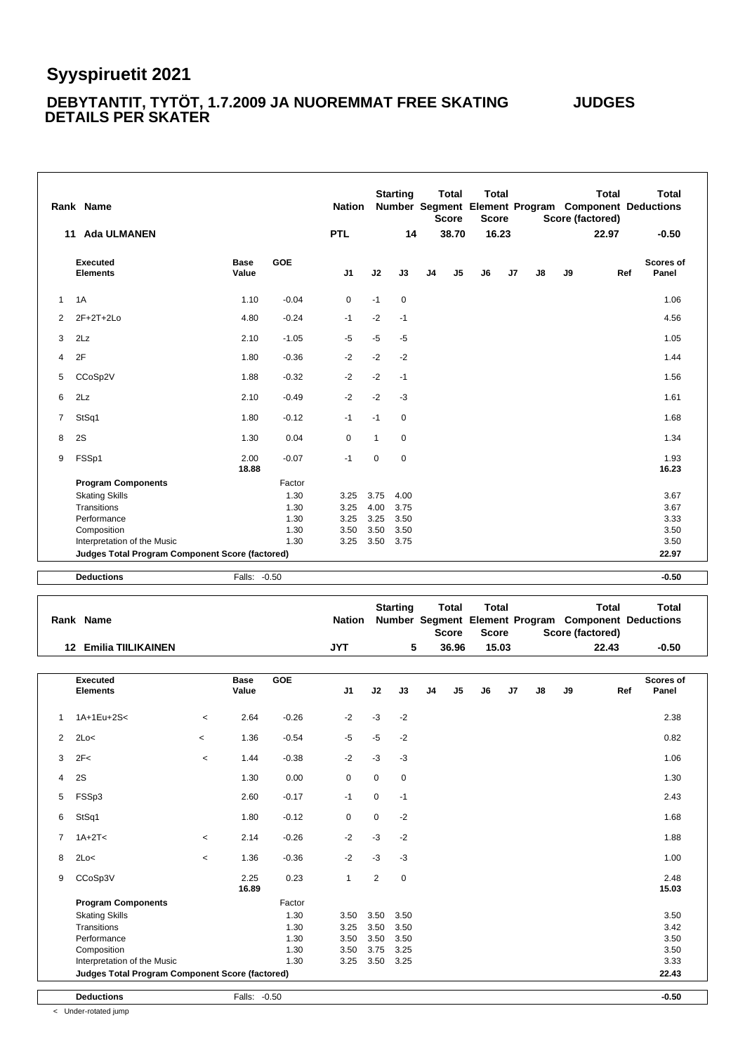# Syyspiruetit 2021

## DEBYTANTIT, TYTÖT, 1.7.2009 JA NUOREMMAT FREE SKATING JUDGES DETAILS PER SKATER

| Rank | Name | Nation | Starting Number | Total Segment Score | Total Element Score | Total Program Component Score (factored) | Total Deductions |
|---|---|---|---|---|---|---|---|
| 11 | Ada ULMANEN | PTL | 14 | 38.70 | 16.23 | 22.97 | -0.50 |

| # | Executed Elements | Info | Base Value | GOE | J1 | J2 | J3 | J4 | J5 | J6 | J7 | J8 | J9 | Ref | Scores of Panel |
|---|---|---|---|---|---|---|---|---|---|---|---|---|---|---|---|
| 1 | 1A | | 1.10 | -0.04 | 0 | -1 | 0 | | | | | | | | 1.06 |
| 2 | 2F+2T+2Lo | | 4.80 | -0.24 | -1 | -2 | -1 | | | | | | | | 4.56 |
| 3 | 2Lz | | 2.10 | -1.05 | -5 | -5 | -5 | | | | | | | | 1.05 |
| 4 | 2F | | 1.80 | -0.36 | -2 | -2 | -2 | | | | | | | | 1.44 |
| 5 | CCoSp2V | | 1.88 | -0.32 | -2 | -2 | -1 | | | | | | | | 1.56 |
| 6 | 2Lz | | 2.10 | -0.49 | -2 | -2 | -3 | | | | | | | | 1.61 |
| 7 | StSq1 | | 1.80 | -0.12 | -1 | -1 | 0 | | | | | | | | 1.68 |
| 8 | 2S | | 1.30 | 0.04 | 0 | 1 | 0 | | | | | | | | 1.34 |
| 9 | FSSp1 | | 2.00 | -0.07 | -1 | 0 | 0 | | | | | | | | 1.93 |
| | | | 18.88 | | | | | | | | | | | | 16.23 |

| Program Components | Factor | J1 | J2 | J3 | J4 | J5 | J6 | J7 | J8 | J9 | Scores of Panel |
|---|---|---|---|---|---|---|---|---|---|---|---|
| Skating Skills | 1.30 | 3.25 | 3.75 | 4.00 | | | | | | | 3.67 |
| Transitions | 1.30 | 3.25 | 4.00 | 3.75 | | | | | | | 3.67 |
| Performance | 1.30 | 3.25 | 3.25 | 3.50 | | | | | | | 3.33 |
| Composition | 1.30 | 3.50 | 3.50 | 3.50 | | | | | | | 3.50 |
| Interpretation of the Music | 1.30 | 3.25 | 3.50 | 3.75 | | | | | | | 3.50 |
| **Judges Total Program Component Score (factored)** | | | | | | | | | | | **22.97** |

**Deductions** Falls: -0.50 **-0.50**

| Rank | Name | Nation | Starting Number | Total Segment Score | Total Element Score | Total Program Component Score (factored) | Total Deductions |
|---|---|---|---|---|---|---|---|
| 12 | Emilia TIILIKAINEN | JYT | 5 | 36.96 | 15.03 | 22.43 | -0.50 |

| # | Executed Elements | Info | Base Value | GOE | J1 | J2 | J3 | J4 | J5 | J6 | J7 | J8 | J9 | Ref | Scores of Panel |
|---|---|---|---|---|---|---|---|---|---|---|---|---|---|---|---|
| 1 | 1A+1Eu+2S< | < | 2.64 | -0.26 | -2 | -3 | -2 | | | | | | | | 2.38 |
| 2 | 2Lo< | < | 1.36 | -0.54 | -5 | -5 | -2 | | | | | | | | 0.82 |
| 3 | 2F< | < | 1.44 | -0.38 | -2 | -3 | -3 | | | | | | | | 1.06 |
| 4 | 2S | | 1.30 | 0.00 | 0 | 0 | 0 | | | | | | | | 1.30 |
| 5 | FSSp3 | | 2.60 | -0.17 | -1 | 0 | -1 | | | | | | | | 2.43 |
| 6 | StSq1 | | 1.80 | -0.12 | 0 | 0 | -2 | | | | | | | | 1.68 |
| 7 | 1A+2T< | < | 2.14 | -0.26 | -2 | -3 | -2 | | | | | | | | 1.88 |
| 8 | 2Lo< | < | 1.36 | -0.36 | -2 | -3 | -3 | | | | | | | | 1.00 |
| 9 | CCoSp3V | | 2.25 | 0.23 | 1 | 2 | 0 | | | | | | | | 2.48 |
| | | | 16.89 | | | | | | | | | | | | 15.03 |

| Program Components | Factor | J1 | J2 | J3 | J4 | J5 | J6 | J7 | J8 | J9 | Scores of Panel |
|---|---|---|---|---|---|---|---|---|---|---|---|
| Skating Skills | 1.30 | 3.50 | 3.50 | 3.50 | | | | | | | 3.50 |
| Transitions | 1.30 | 3.25 | 3.50 | 3.50 | | | | | | | 3.42 |
| Performance | 1.30 | 3.50 | 3.50 | 3.50 | | | | | | | 3.50 |
| Composition | 1.30 | 3.50 | 3.75 | 3.25 | | | | | | | 3.50 |
| Interpretation of the Music | 1.30 | 3.25 | 3.50 | 3.25 | | | | | | | 3.33 |
| **Judges Total Program Component Score (factored)** | | | | | | | | | | | **22.43** |

**Deductions** Falls: -0.50 **-0.50**

< Under-rotated jump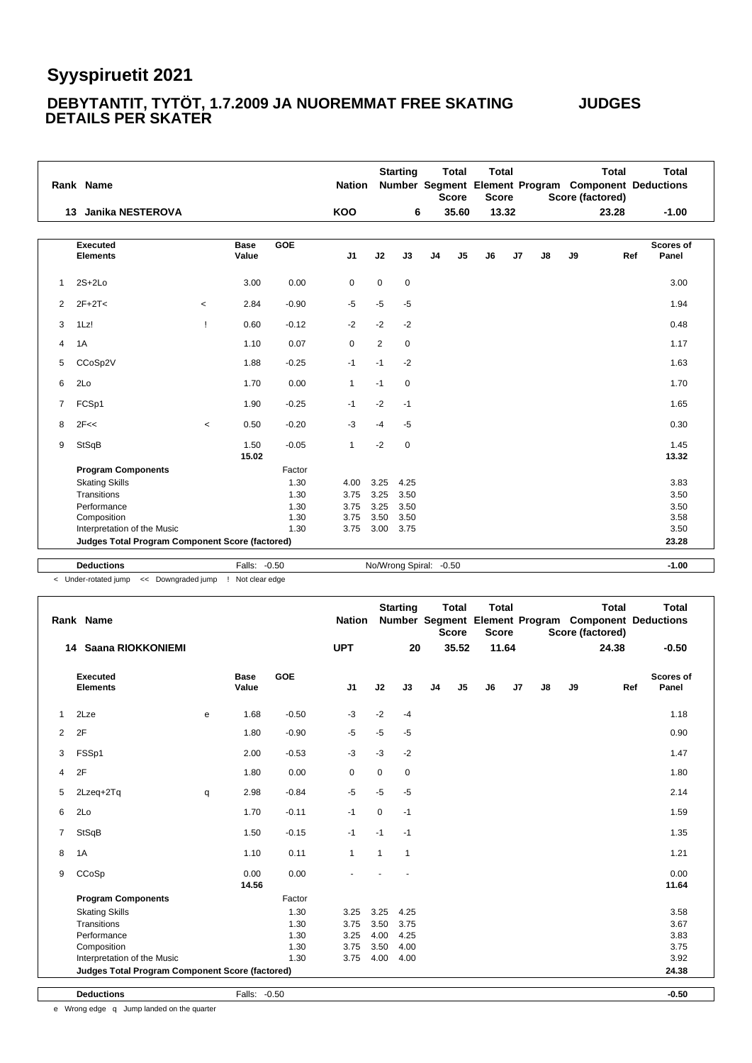# Syyspiruetit 2021

## DEBYTANTIT, TYTÖT, 1.7.2009 JA NUOREMMAT FREE SKATING JUDGES DETAILS PER SKATER

| Rank | Name | Nation | Starting Number | Total Segment Score | Total Element Score | Total Program Component Score (factored) | Total Deductions |
|---|---|---|---|---|---|---|---|
| 13 | Janika NESTEROVA | KOO | 6 | 35.60 | 13.32 | 23.28 | -1.00 |

| # | Executed Elements | | Base Value | GOE | J1 | J2 | J3 | J4 | J5 | J6 | J7 | J8 | J9 | Ref | Scores of Panel |
|---|---|---|---|---|---|---|---|---|---|---|---|---|---|---|---|
| 1 | 2S+2Lo | | 3.00 | 0.00 | 0 | 0 | 0 | | | | | | | | 3.00 |
| 2 | 2F+2T< | < | 2.84 | -0.90 | -5 | -5 | -5 | | | | | | | | 1.94 |
| 3 | 1Lz! | ! | 0.60 | -0.12 | -2 | -2 | -2 | | | | | | | | 0.48 |
| 4 | 1A | | 1.10 | 0.07 | 0 | 2 | 0 | | | | | | | | 1.17 |
| 5 | CCoSp2V | | 1.88 | -0.25 | -1 | -1 | -2 | | | | | | | | 1.63 |
| 6 | 2Lo | | 1.70 | 0.00 | 1 | -1 | 0 | | | | | | | | 1.70 |
| 7 | FCSp1 | | 1.90 | -0.25 | -1 | -2 | -1 | | | | | | | | 1.65 |
| 8 | 2F<< | < | 0.50 | -0.20 | -3 | -4 | -5 | | | | | | | | 0.30 |
| 9 | StSqB | | 1.50 | -0.05 | 1 | -2 | 0 | | | | | | | | 1.45 |
| | | | 15.02 | | | | | | | | | | | | 13.32 |

| Program Components | Factor | J1 | J2 | J3 | Scores of Panel |
|---|---|---|---|---|---|
| Skating Skills | 1.30 | 4.00 | 3.25 | 4.25 | 3.83 |
| Transitions | 1.30 | 3.75 | 3.25 | 3.50 | 3.50 |
| Performance | 1.30 | 3.75 | 3.25 | 3.50 | 3.50 |
| Composition | 1.30 | 3.75 | 3.50 | 3.50 | 3.58 |
| Interpretation of the Music | 1.30 | 3.75 | 3.00 | 3.75 | 3.50 |
| Judges Total Program Component Score (factored) | | | | | 23.28 |

**Deductions** Falls: -0.50 No/Wrong Spiral: -0.50 **-1.00**

< Under-rotated jump << Downgraded jump ! Not clear edge

| Rank | Name | Nation | Starting Number | Total Segment Score | Total Element Score | Total Program Component Score (factored) | Total Deductions |
|---|---|---|---|---|---|---|---|
| 14 | Saana RIOKKONIEMI | UPT | 20 | 35.52 | 11.64 | 24.38 | -0.50 |

| # | Executed Elements | | Base Value | GOE | J1 | J2 | J3 | J4 | J5 | J6 | J7 | J8 | J9 | Ref | Scores of Panel |
|---|---|---|---|---|---|---|---|---|---|---|---|---|---|---|---|
| 1 | 2Lze | e | 1.68 | -0.50 | -3 | -2 | -4 | | | | | | | | 1.18 |
| 2 | 2F | | 1.80 | -0.90 | -5 | -5 | -5 | | | | | | | | 0.90 |
| 3 | FSSp1 | | 2.00 | -0.53 | -3 | -3 | -2 | | | | | | | | 1.47 |
| 4 | 2F | | 1.80 | 0.00 | 0 | 0 | 0 | | | | | | | | 1.80 |
| 5 | 2Lzeq+2Tq | q | 2.98 | -0.84 | -5 | -5 | -5 | | | | | | | | 2.14 |
| 6 | 2Lo | | 1.70 | -0.11 | -1 | 0 | -1 | | | | | | | | 1.59 |
| 7 | StSqB | | 1.50 | -0.15 | -1 | -1 | -1 | | | | | | | | 1.35 |
| 8 | 1A | | 1.10 | 0.11 | 1 | 1 | 1 | | | | | | | | 1.21 |
| 9 | CCoSp | | 0.00 | 0.00 | - | - | - | | | | | | | | 0.00 |
| | | | 14.56 | | | | | | | | | | | | 11.64 |

| Program Components | Factor | J1 | J2 | J3 | Scores of Panel |
|---|---|---|---|---|---|
| Skating Skills | 1.30 | 3.25 | 3.25 | 4.25 | 3.58 |
| Transitions | 1.30 | 3.75 | 3.50 | 3.75 | 3.67 |
| Performance | 1.30 | 3.25 | 4.00 | 4.25 | 3.83 |
| Composition | 1.30 | 3.75 | 3.50 | 4.00 | 3.75 |
| Interpretation of the Music | 1.30 | 3.75 | 4.00 | 4.00 | 3.92 |
| Judges Total Program Component Score (factored) | | | | | 24.38 |

**Deductions** Falls: -0.50 **-0.50**

e Wrong edge q Jump landed on the quarter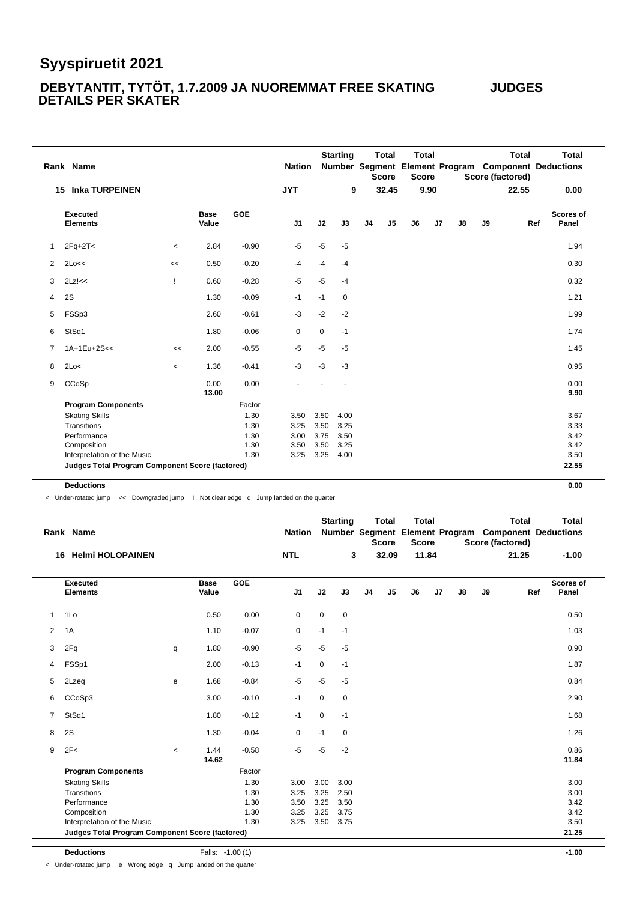# Syyspiruetit 2021

## DEBYTANTIT, TYTÖT, 1.7.2009 JA NUOREMMAT FREE SKATING JUDGES DETAILS PER SKATER

| Rank | Name | Nation | Starting Number | Total Segment Score | Total Element Score | Total Program Component Score (factored) | Total Deductions |
|---|---|---|---|---|---|---|---|
| 15 | Inka TURPEINEN | JYT | 9 | 32.45 | 9.90 | 22.55 | 0.00 |

| # | Executed Elements | | Base Value | GOE | J1 | J2 | J3 | J4 | J5 | J6 | J7 | J8 | J9 | Ref | Scores of Panel |
|---|---|---|---|---|---|---|---|---|---|---|---|---|---|---|---|
| 1 | 2Fq+2T< | < | 2.84 | -0.90 | -5 | -5 | -5 | | | | | | | | 1.94 |
| 2 | 2Lo<< | << | 0.50 | -0.20 | -4 | -4 | -4 | | | | | | | | 0.30 |
| 3 | 2Lz!<< | ! | 0.60 | -0.28 | -5 | -5 | -4 | | | | | | | | 0.32 |
| 4 | 2S | | 1.30 | -0.09 | -1 | -1 | 0 | | | | | | | | 1.21 |
| 5 | FSSp3 | | 2.60 | -0.61 | -3 | -2 | -2 | | | | | | | | 1.99 |
| 6 | StSq1 | | 1.80 | -0.06 | 0 | 0 | -1 | | | | | | | | 1.74 |
| 7 | 1A+1Eu+2S<< | << | 2.00 | -0.55 | -5 | -5 | -5 | | | | | | | | 1.45 |
| 8 | 2Lo< | < | 1.36 | -0.41 | -3 | -3 | -3 | | | | | | | | 0.95 |
| 9 | CCoSp | | 0.00 | 0.00 | - | - | - | | | | | | | | 0.00 |
| | | | 13.00 | | | | | | | | | | | | 9.90 |
| | **Program Components** | | | Factor | | | | | | | | | | | |
| | Skating Skills | | | 1.30 | 3.50 | 3.50 | 4.00 | | | | | | | | 3.67 |
| | Transitions | | | 1.30 | 3.25 | 3.50 | 3.25 | | | | | | | | 3.33 |
| | Performance | | | 1.30 | 3.00 | 3.75 | 3.50 | | | | | | | | 3.42 |
| | Composition | | | 1.30 | 3.50 | 3.50 | 3.25 | | | | | | | | 3.42 |
| | Interpretation of the Music | | | 1.30 | 3.25 | 3.25 | 4.00 | | | | | | | | 3.50 |
| | **Judges Total Program Component Score (factored)** | | | | | | | | | | | | | | 22.55 |
| | **Deductions** | | | | | | | | | | | | | | 0.00 |

< Under-rotated jump << Downgraded jump ! Not clear edge q Jump landed on the quarter

| Rank | Name | Nation | Starting Number | Total Segment Score | Total Element Score | Total Program Component Score (factored) | Total Deductions |
|---|---|---|---|---|---|---|---|
| 16 | Helmi HOLOPAINEN | NTL | 3 | 32.09 | 11.84 | 21.25 | -1.00 |

| # | Executed Elements | | Base Value | GOE | J1 | J2 | J3 | J4 | J5 | J6 | J7 | J8 | J9 | Ref | Scores of Panel |
|---|---|---|---|---|---|---|---|---|---|---|---|---|---|---|---|
| 1 | 1Lo | | 0.50 | 0.00 | 0 | 0 | 0 | | | | | | | | 0.50 |
| 2 | 1A | | 1.10 | -0.07 | 0 | -1 | -1 | | | | | | | | 1.03 |
| 3 | 2Fq | q | 1.80 | -0.90 | -5 | -5 | -5 | | | | | | | | 0.90 |
| 4 | FSSp1 | | 2.00 | -0.13 | -1 | 0 | -1 | | | | | | | | 1.87 |
| 5 | 2Lzeq | e | 1.68 | -0.84 | -5 | -5 | -5 | | | | | | | | 0.84 |
| 6 | CCoSp3 | | 3.00 | -0.10 | -1 | 0 | 0 | | | | | | | | 2.90 |
| 7 | StSq1 | | 1.80 | -0.12 | -1 | 0 | -1 | | | | | | | | 1.68 |
| 8 | 2S | | 1.30 | -0.04 | 0 | -1 | 0 | | | | | | | | 1.26 |
| 9 | 2F< | < | 1.44 | -0.58 | -5 | -5 | -2 | | | | | | | | 0.86 |
| | | | 14.62 | | | | | | | | | | | | 11.84 |
| | **Program Components** | | | Factor | | | | | | | | | | | |
| | Skating Skills | | | 1.30 | 3.00 | 3.00 | 3.00 | | | | | | | | 3.00 |
| | Transitions | | | 1.30 | 3.25 | 3.25 | 2.50 | | | | | | | | 3.00 |
| | Performance | | | 1.30 | 3.50 | 3.25 | 3.50 | | | | | | | | 3.42 |
| | Composition | | | 1.30 | 3.25 | 3.25 | 3.75 | | | | | | | | 3.42 |
| | Interpretation of the Music | | | 1.30 | 3.25 | 3.50 | 3.75 | | | | | | | | 3.50 |
| | **Judges Total Program Component Score (factored)** | | | | | | | | | | | | | | 21.25 |
| | **Deductions** | | Falls: -1.00 (1) | | | | | | | | | | | | -1.00 |

< Under-rotated jump e Wrong edge q Jump landed on the quarter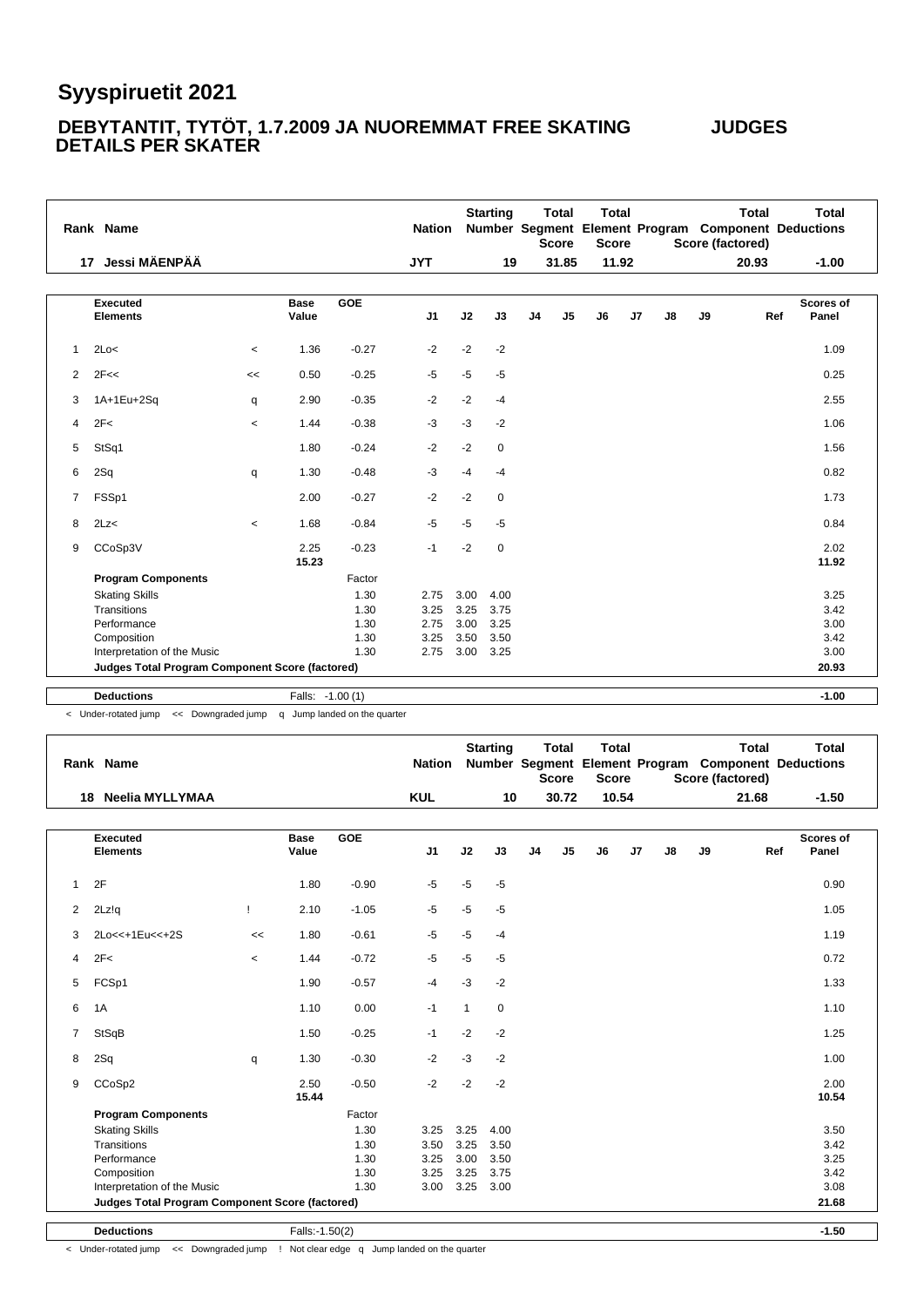# Syyspiruetit 2021

## DEBYTANTIT, TYTÖT, 1.7.2009 JA NUOREMMAT FREE SKATING JUDGES DETAILS PER SKATER

| Rank | Name | Nation | Starting Number | Total Segment Score | Total Element Score | Total Program Component Score (factored) | Total Deductions |
|---|---|---|---|---|---|---|---|
| 17 | Jessi MÄENPÄÄ | JYT | 19 | 31.85 | 11.92 | 20.93 | -1.00 |

| # | Executed Elements | | Base Value | GOE | J1 | J2 | J3 | J4 | J5 | J6 | J7 | J8 | J9 | Ref | Scores of Panel |
|---|---|---|---|---|---|---|---|---|---|---|---|---|---|---|---|
| 1 | 2Lo< | < | 1.36 | -0.27 | -2 | -2 | -2 | | | | | | | | 1.09 |
| 2 | 2F<< | << | 0.50 | -0.25 | -5 | -5 | -5 | | | | | | | | 0.25 |
| 3 | 1A+1Eu+2Sq | q | 2.90 | -0.35 | -2 | -2 | -4 | | | | | | | | 2.55 |
| 4 | 2F< | < | 1.44 | -0.38 | -3 | -3 | -2 | | | | | | | | 1.06 |
| 5 | StSq1 | | 1.80 | -0.24 | -2 | -2 | 0 | | | | | | | | 1.56 |
| 6 | 2Sq | q | 1.30 | -0.48 | -3 | -4 | -4 | | | | | | | | 0.82 |
| 7 | FSSp1 | | 2.00 | -0.27 | -2 | -2 | 0 | | | | | | | | 1.73 |
| 8 | 2Lz< | < | 1.68 | -0.84 | -5 | -5 | -5 | | | | | | | | 0.84 |
| 9 | CCoSp3V | | 2.25 | -0.23 | -1 | -2 | 0 | | | | | | | | 2.02 |
| | | | 15.23 | | | | | | | | | | | | 11.92 |
| | **Program Components** | | | Factor | | | | | | | | | | | |
| | Skating Skills | | | 1.30 | 2.75 | 3.00 | 4.00 | | | | | | | | 3.25 |
| | Transitions | | | 1.30 | 3.25 | 3.25 | 3.75 | | | | | | | | 3.42 |
| | Performance | | | 1.30 | 2.75 | 3.00 | 3.25 | | | | | | | | 3.00 |
| | Composition | | | 1.30 | 3.25 | 3.50 | 3.50 | | | | | | | | 3.42 |
| | Interpretation of the Music | | | 1.30 | 2.75 | 3.00 | 3.25 | | | | | | | | 3.00 |
| | **Judges Total Program Component Score (factored)** | | | | | | | | | | | | | | 20.93 |
| | **Deductions** | | Falls: -1.00 (1) | | | | | | | | | | | | -1.00 |

< Under-rotated jump << Downgraded jump q Jump landed on the quarter

| Rank | Name | Nation | Starting Number | Total Segment Score | Total Element Score | Total Program Component Score (factored) | Total Deductions |
|---|---|---|---|---|---|---|---|
| 18 | Neelia MYLLYMAA | KUL | 10 | 30.72 | 10.54 | 21.68 | -1.50 |

| # | Executed Elements | | Base Value | GOE | J1 | J2 | J3 | J4 | J5 | J6 | J7 | J8 | J9 | Ref | Scores of Panel |
|---|---|---|---|---|---|---|---|---|---|---|---|---|---|---|---|
| 1 | 2F | | 1.80 | -0.90 | -5 | -5 | -5 | | | | | | | | 0.90 |
| 2 | 2Lz!q | ! | 2.10 | -1.05 | -5 | -5 | -5 | | | | | | | | 1.05 |
| 3 | 2Lo<<+1Eu<<+2S | << | 1.80 | -0.61 | -5 | -5 | -4 | | | | | | | | 1.19 |
| 4 | 2F< | < | 1.44 | -0.72 | -5 | -5 | -5 | | | | | | | | 0.72 |
| 5 | FCSp1 | | 1.90 | -0.57 | -4 | -3 | -2 | | | | | | | | 1.33 |
| 6 | 1A | | 1.10 | 0.00 | -1 | 1 | 0 | | | | | | | | 1.10 |
| 7 | StSqB | | 1.50 | -0.25 | -1 | -2 | -2 | | | | | | | | 1.25 |
| 8 | 2Sq | q | 1.30 | -0.30 | -2 | -3 | -2 | | | | | | | | 1.00 |
| 9 | CCoSp2 | | 2.50 | -0.50 | -2 | -2 | -2 | | | | | | | | 2.00 |
| | | | 15.44 | | | | | | | | | | | | 10.54 |
| | **Program Components** | | | Factor | | | | | | | | | | | |
| | Skating Skills | | | 1.30 | 3.25 | 3.25 | 4.00 | | | | | | | | 3.50 |
| | Transitions | | | 1.30 | 3.50 | 3.25 | 3.50 | | | | | | | | 3.42 |
| | Performance | | | 1.30 | 3.25 | 3.00 | 3.50 | | | | | | | | 3.25 |
| | Composition | | | 1.30 | 3.25 | 3.25 | 3.75 | | | | | | | | 3.42 |
| | Interpretation of the Music | | | 1.30 | 3.00 | 3.25 | 3.00 | | | | | | | | 3.08 |
| | **Judges Total Program Component Score (factored)** | | | | | | | | | | | | | | 21.68 |
| | **Deductions** | | Falls:-1.50(2) | | | | | | | | | | | | -1.50 |

< Under-rotated jump << Downgraded jump ! Not clear edge q Jump landed on the quarter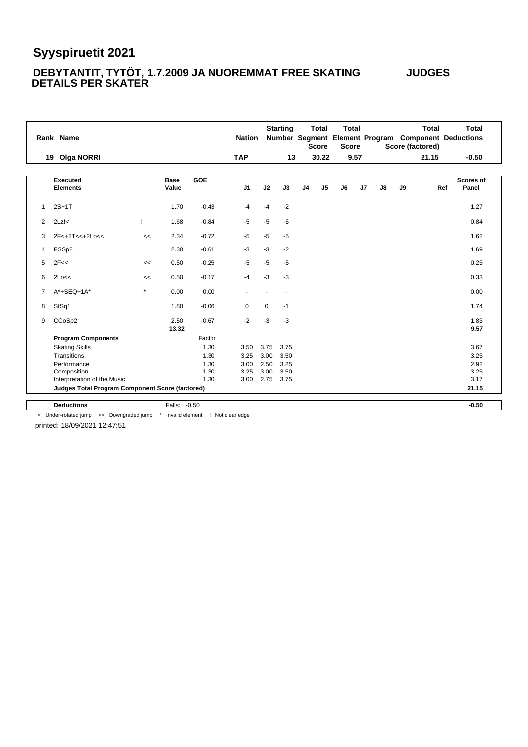# Syyspiruetit 2021

## DEBYTANTIT, TYTÖT, 1.7.2009 JA NUOREMMAT FREE SKATING JUDGES DETAILS PER SKATER

| Rank | Name | Nation | Starting Number | Total Segment Score | Total Element Score | Total Program Component Score (factored) | Total Deductions |
|---|---|---|---|---|---|---|---|
| 19 | Olga NORRI | TAP | 13 | 30.22 | 9.57 | 21.15 | -0.50 |

| # | Executed Elements | Info | Base Value | GOE | J1 | J2 | J3 | J4 | J5 | J6 | J7 | J8 | J9 | Ref | Scores of Panel |
|---|---|---|---|---|---|---|---|---|---|---|---|---|---|---|---|
| 1 | 2S+1T | | 1.70 | -0.43 | -4 | -4 | -2 | | | | | | | | 1.27 |
| 2 | 2Lz!< | ! | 1.68 | -0.84 | -5 | -5 | -5 | | | | | | | | 0.84 |
| 3 | 2F<+2T<<+2Lo<< | << | 2.34 | -0.72 | -5 | -5 | -5 | | | | | | | | 1.62 |
| 4 | FSSp2 | | 2.30 | -0.61 | -3 | -3 | -2 | | | | | | | | 1.69 |
| 5 | 2F<< | << | 0.50 | -0.25 | -5 | -5 | -5 | | | | | | | | 0.25 |
| 6 | 2Lo<< | << | 0.50 | -0.17 | -4 | -3 | -3 | | | | | | | | 0.33 |
| 7 | A*+SEQ+1A* | * | 0.00 | 0.00 | - | - | - | | | | | | | | 0.00 |
| 8 | StSq1 | | 1.80 | -0.06 | 0 | 0 | -1 | | | | | | | | 1.74 |
| 9 | CCoSp2 | | 2.50 | -0.67 | -2 | -3 | -3 | | | | | | | | 1.83 |
| | | | 13.32 | | | | | | | | | | | | 9.57 |
| | **Program Components** | | | Factor | | | | | | | | | | | |
| | Skating Skills | | | 1.30 | 3.50 | 3.75 | 3.75 | | | | | | | | 3.67 |
| | Transitions | | | 1.30 | 3.25 | 3.00 | 3.50 | | | | | | | | 3.25 |
| | Performance | | | 1.30 | 3.00 | 2.50 | 3.25 | | | | | | | | 2.92 |
| | Composition | | | 1.30 | 3.25 | 3.00 | 3.50 | | | | | | | | 3.25 |
| | Interpretation of the Music | | | 1.30 | 3.00 | 2.75 | 3.75 | | | | | | | | 3.17 |
| | **Judges Total Program Component Score (factored)** | | | | | | | | | | | | | | 21.15 |
| | **Deductions** | | Falls: -0.50 | | | | | | | | | | | | -0.50 |

< Under-rotated jump << Downgraded jump * Invalid element ! Not clear edge

printed: 18/09/2021 12:47:51